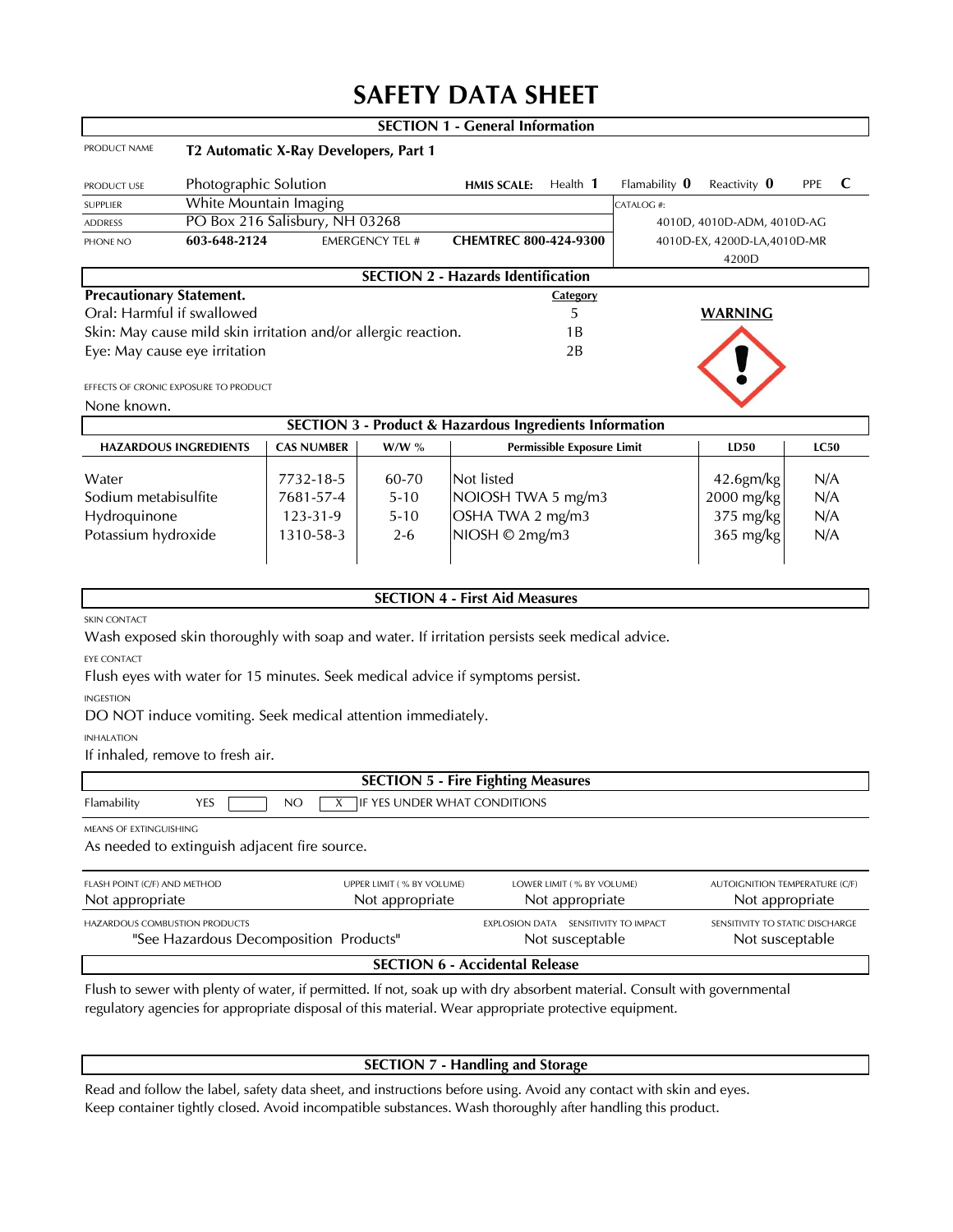# SAFETY DATA SHEET

## SECTION 1 - General Information

| | | | | | |
|---|---|---|---|---|---|
| PRODUCT NAME | **T2 Automatic X-Ray Developers, Part 1** | | | | |
| PRODUCT USE | Photographic Solution | **HMIS SCALE:** Health **1** | Flamability **0** | Reactivity **0** | PPE **C** |
| SUPPLIER | White Mountain Imaging | | CATALOG #: | | |
| ADDRESS | PO Box 216 Salisbury, NH 03268 | | 4010D, 4010D-ADM, 4010D-AG | | |
| PHONE NO | **603-648-2124** | EMERGENCY TEL # **CHEMTREC 800-424-9300** | 4010D-EX, 4200D-LA,4010D-MR 4200D | | |

## SECTION 2 - Hazards Identification

| Precautionary Statement. | Category |
|---|---|
| Oral: Harmful if swallowed | 5 |
| Skin: May cause mild skin irritation and/or allergic reaction. | 1B |
| Eye: May cause eye irritation | 2B |

**WARNING**

EFFECTS OF CRONIC EXPOSURE TO PRODUCT

None known.

## SECTION 3 - Product & Hazardous Ingredients Information

| HAZARDOUS INGREDIENTS | CAS NUMBER | W/W % | Permissible Exposure Limit | LD50 | LC50 |
|---|---|---|---|---|---|
| Water | 7732-18-5 | 60-70 | Not listed | 42.6gm/kg | N/A |
| Sodium metabisulfite | 7681-57-4 | 5-10 | NOIOSH TWA 5 mg/m3 | 2000 mg/kg | N/A |
| Hydroquinone | 123-31-9 | 5-10 | OSHA TWA 2 mg/m3 | 375 mg/kg | N/A |
| Potassium hydroxide | 1310-58-3 | 2-6 | NIOSH © 2mg/m3 | 365 mg/kg | N/A |

## SECTION 4 - First Aid Measures

SKIN CONTACT

Wash exposed skin thoroughly with soap and water. If irritation persists seek medical advice.

EYE CONTACT

Flush eyes with water for 15 minutes. Seek medical advice if symptoms persist.

INGESTION

DO NOT induce vomiting. Seek medical attention immediately.

INHALATION

If inhaled, remove to fresh air.

## SECTION 5 - Fire Fighting Measures

Flamability YES [ ] NO [X] IF YES UNDER WHAT CONDITIONS

MEANS OF EXTINGUISHING

As needed to extinguish adjacent fire source.

| FLASH POINT (C/F) AND METHOD | UPPER LIMIT ( % BY VOLUME) | LOWER LIMIT ( % BY VOLUME) | AUTOIGNITION TEMPERATURE (C/F) |
|---|---|---|---|
| Not appropriate | Not appropriate | Not appropriate | Not appropriate |

| HAZARDOUS COMBUSTION PRODUCTS | EXPLOSION DATA SENSITIVITY TO IMPACT | SENSITIVITY TO STATIC DISCHARGE |
|---|---|---|
| "See Hazardous Decomposition Products" | Not susceptable | Not susceptable |

## SECTION 6 - Accidental Release

Flush to sewer with plenty of water, if permitted. If not, soak up with dry absorbent material. Consult with governmental regulatory agencies for appropriate disposal of this material. Wear appropriate protective equipment.

## SECTION 7 - Handling and Storage

Read and follow the label, safety data sheet, and instructions before using. Avoid any contact with skin and eyes. Keep container tightly closed. Avoid incompatible substances. Wash thoroughly after handling this product.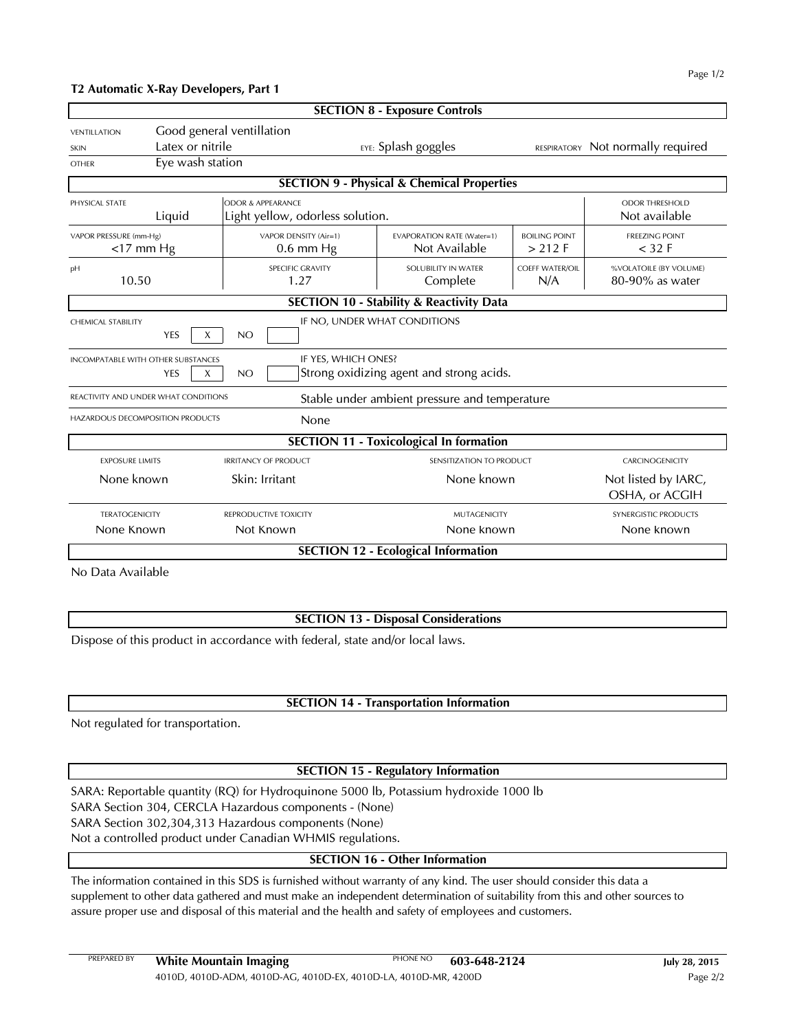**T2 Automatic X-Ray Developers, Part 1**

## SECTION 8 - Exposure Controls

| | | | |
|---|---|---|---|
| VENTILATION | Good general ventillation | | |
| SKIN | Latex or nitrile | EYE: Splash goggles | RESPIRATORY Not normally required |
| OTHER | Eye wash station | | |

## SECTION 9 - Physical & Chemical Properties

| PHYSICAL STATE | ODOR & APPEARANCE | | | ODOR THRESHOLD |
|---|---|---|---|---|
| Liquid | Light yellow, odorless solution. | | | Not available |
| **VAPOR PRESSURE (mm-Hg)** | **VAPOR DENSITY (Air=1)** | **EVAPORATION RATE (Water=1)** | **BOILING POINT** | **FREEZING POINT** |
| <17 mm Hg | 0.6 mm Hg | Not Available | > 212 F | < 32 F |
| **pH** | **SPECIFIC GRAVITY** | **SOLUBILITY IN WATER** | **COEFF WATER/OIL** | **%VOLATOILE (BY VOLUME)** |
| 10.50 | 1.27 | Complete | N/A | 80-90% as water |

## SECTION 10 - Stability & Reactivity Data

CHEMICAL STABILITY: YES [X] NO [ ] — IF NO, UNDER WHAT CONDITIONS

INCOMPATABLE WITH OTHER SUBSTANCES: YES [X] NO [ ] — IF YES, WHICH ONES? Strong oxidizing agent and strong acids.

REACTIVITY AND UNDER WHAT CONDITIONS: Stable under ambient pressure and temperature

HAZARDOUS DECOMPOSITION PRODUCTS: None

## SECTION 11 - Toxicological In formation

| EXPOSURE LIMITS | IRRITANCY OF PRODUCT | SENSITIZATION TO PRODUCT | CARCINOGENICITY |
|---|---|---|---|
| None known | Skin: Irritant | None known | Not listed by IARC, OSHA, or ACGIH |
| **TERATOGENICITY** | **REPRODUCTIVE TOXICITY** | **MUTAGENICITY** | **SYNERGISTIC PRODUCTS** |
| None Known | Not Known | None known | None known |

## SECTION 12 - Ecological Information

No Data Available

## SECTION 13 - Disposal Considerations

Dispose of this product in accordance with federal, state and/or local laws.

## SECTION 14 - Transportation Information

Not regulated for transportation.

## SECTION 15 - Regulatory Information

SARA: Reportable quantity (RQ) for Hydroquinone 5000 lb, Potassium hydroxide 1000 lb
SARA Section 304, CERCLA Hazardous components - (None)
SARA Section 302,304,313 Hazardous components (None)
Not a controlled product under Canadian WHMIS regulations.

## SECTION 16 - Other Information

The information contained in this SDS is furnished without warranty of any kind. The user should consider this data a supplement to other data gathered and must make an independent determination of suitability from this and other sources to assure proper use and disposal of this material and the health and safety of employees and customers.

PREPARED BY **White Mountain Imaging** PHONE NO **603-648-2124** **July 28, 2015**

4010D, 4010D-ADM, 4010D-AG, 4010D-EX, 4010D-LA, 4010D-MR, 4200D